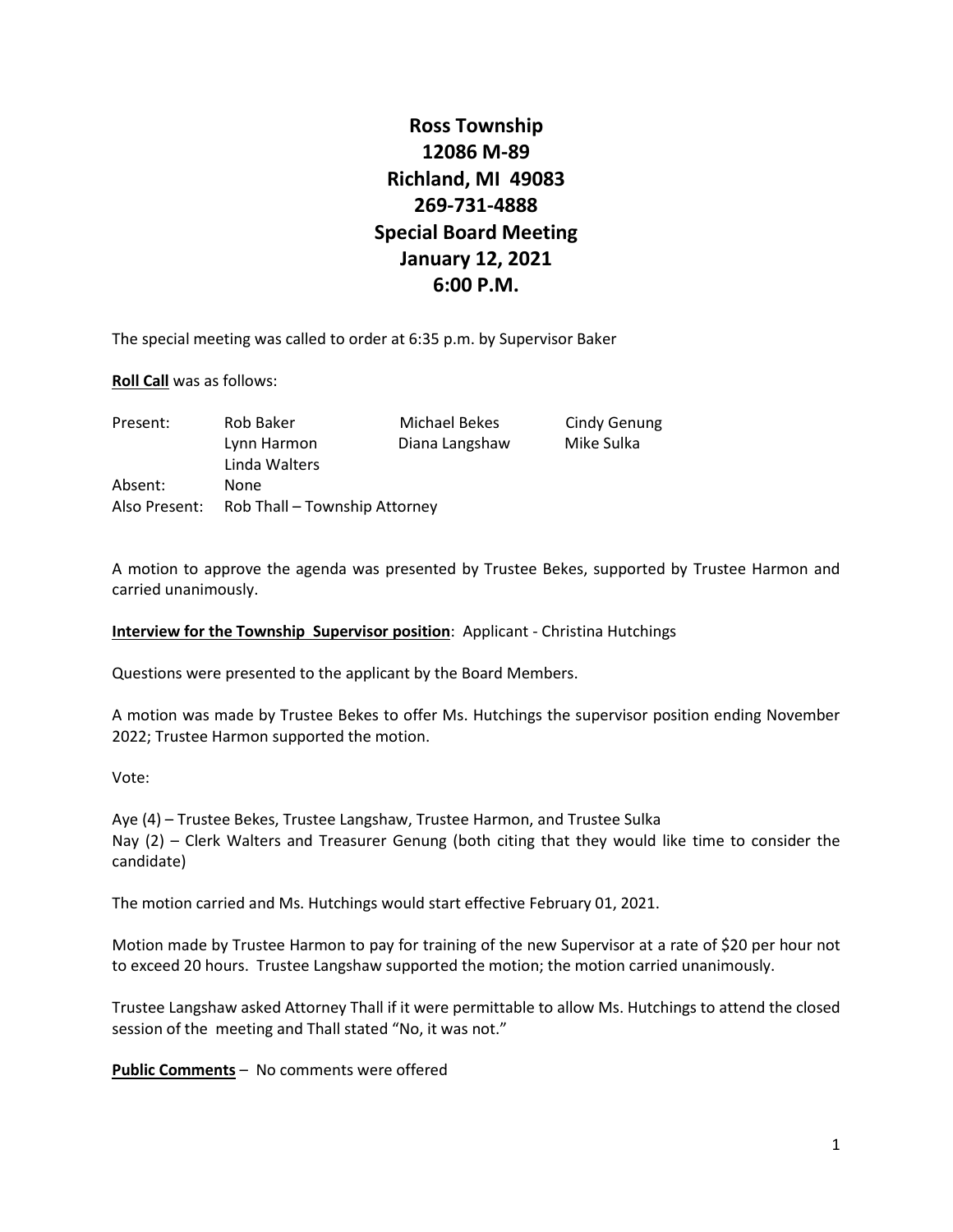# Ross Township
# 12086 M-89
# Richland, MI 49083
# 269-731-4888
# Special Board Meeting
# January 12, 2021
# 6:00 P.M.

The special meeting was called to order at 6:35 p.m. by Supervisor Baker

**Roll Call** was as follows:

| | | | |
|---|---|---|---|
| Present: | Rob Baker | Michael Bekes | Cindy Genung |
| | Lynn Harmon | Diana Langshaw | Mike Sulka |
| | Linda Walters | | |
| Absent: | None | | |
| Also Present: | Rob Thall – Township Attorney | | |

A motion to approve the agenda was presented by Trustee Bekes, supported by Trustee Harmon and carried unanimously.

**Interview for the Township Supervisor position**: Applicant - Christina Hutchings

Questions were presented to the applicant by the Board Members.

A motion was made by Trustee Bekes to offer Ms. Hutchings the supervisor position ending November 2022; Trustee Harmon supported the motion.

Vote:

Aye (4) – Trustee Bekes, Trustee Langshaw, Trustee Harmon, and Trustee Sulka
Nay (2) – Clerk Walters and Treasurer Genung (both citing that they would like time to consider the candidate)

The motion carried and Ms. Hutchings would start effective February 01, 2021.

Motion made by Trustee Harmon to pay for training of the new Supervisor at a rate of $20 per hour not to exceed 20 hours. Trustee Langshaw supported the motion; the motion carried unanimously.

Trustee Langshaw asked Attorney Thall if it were permittable to allow Ms. Hutchings to attend the closed session of the meeting and Thall stated "No, it was not."

**Public Comments** – No comments were offered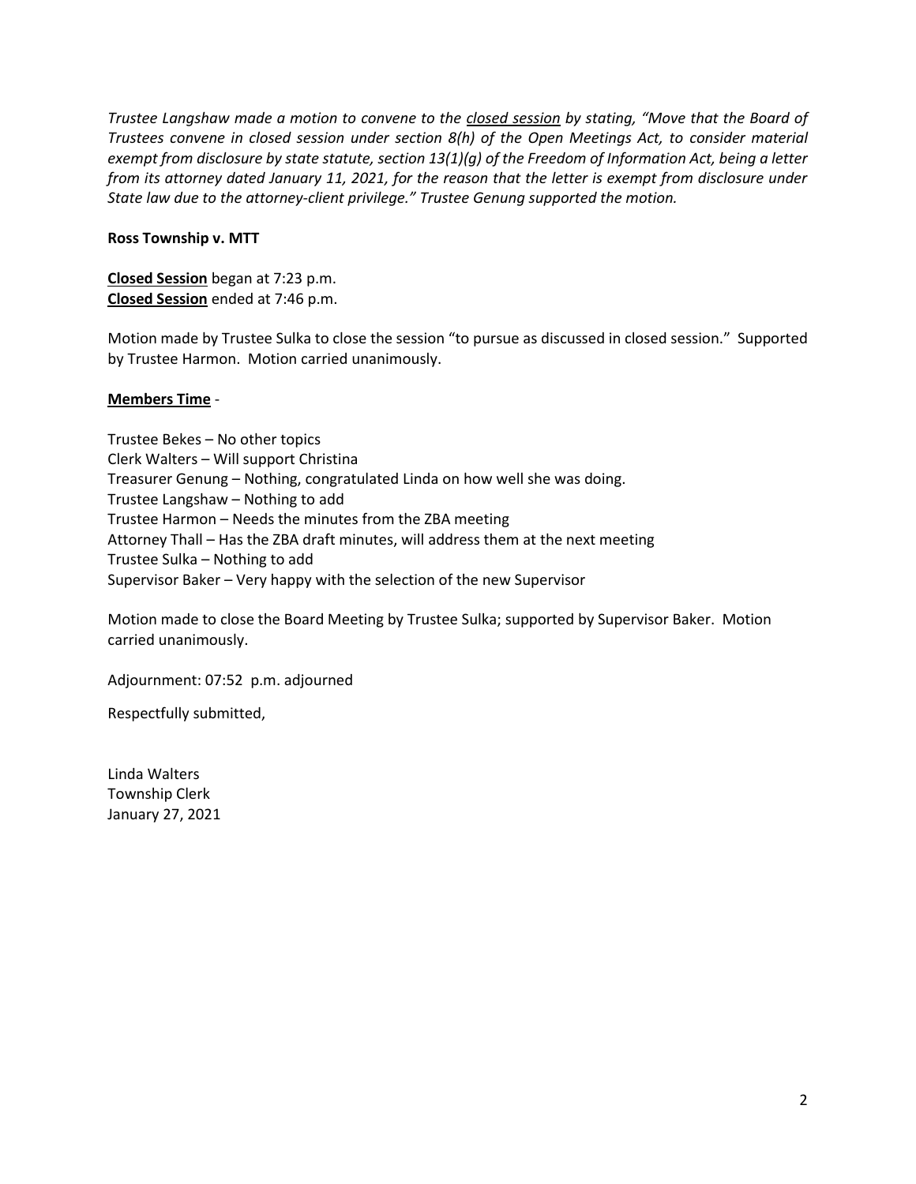*Trustee Langshaw made a motion to convene to the closed session by stating, "Move that the Board of Trustees convene in closed session under section 8(h) of the Open Meetings Act, to consider material exempt from disclosure by state statute, section 13(1)(g) of the Freedom of Information Act, being a letter from its attorney dated January 11, 2021, for the reason that the letter is exempt from disclosure under State law due to the attorney-client privilege." Trustee Genung supported the motion.*

**Ross Township v. MTT**

**Closed Session** began at 7:23 p.m.
**Closed Session** ended at 7:46 p.m.

Motion made by Trustee Sulka to close the session "to pursue as discussed in closed session." Supported by Trustee Harmon. Motion carried unanimously.

**Members Time** -

Trustee Bekes – No other topics
Clerk Walters – Will support Christina
Treasurer Genung – Nothing, congratulated Linda on how well she was doing.
Trustee Langshaw – Nothing to add
Trustee Harmon – Needs the minutes from the ZBA meeting
Attorney Thall – Has the ZBA draft minutes, will address them at the next meeting
Trustee Sulka – Nothing to add
Supervisor Baker – Very happy with the selection of the new Supervisor

Motion made to close the Board Meeting by Trustee Sulka; supported by Supervisor Baker. Motion carried unanimously.

Adjournment: 07:52 p.m. adjourned

Respectfully submitted,

Linda Walters
Township Clerk
January 27, 2021